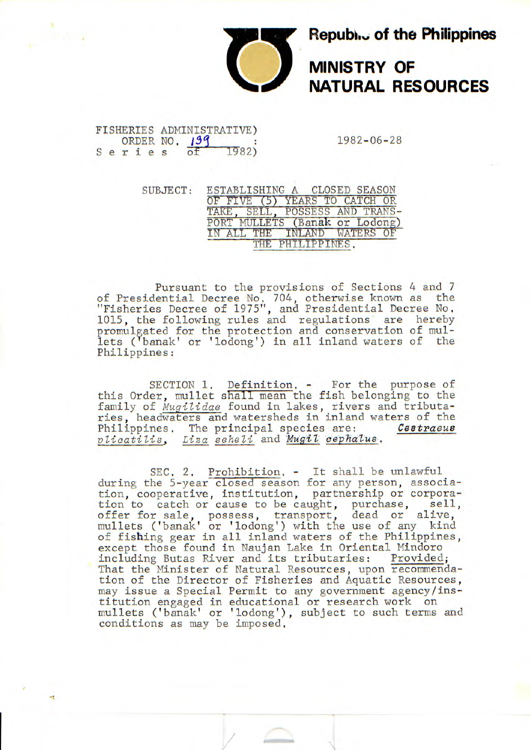**Republic of the Philippines**

**MINISTRY OF NATURAL RESOURCES**

FISHERIES ADMINISTRATIVE)
ORDER NO. 139 :
Series of 1982)

1982-06-28

SUBJECT: ESTABLISHING A CLOSED SEASON OF FIVE (5) YEARS TO CATCH OR TAKE, SELL, POSSESS AND TRANSPORT MULLETS (Banak or Lodong) IN ALL THE INLAND WATERS OF THE PHILIPPINES.

Pursuant to the provisions of Sections 4 and 7 of Presidential Decree No. 704, otherwise known as the "Fisheries Decree of 1975", and Presidential Decree No. 1015, the following rules and regulations are hereby promulgated for the protection and conservation of mullets ('banak' or 'lodong') in all inland waters of the Philippines:

SECTION 1. Definition. - For the purpose of this Order, mullet shall mean the fish belonging to the family of *Mugilidae* found in lakes, rivers and tributaries, headwaters and watersheds in inland waters of the Philippines. The principal species are: *Cestraeus plicatilis*, *Liza seheli* and *Mugil cephalus*.

SEC. 2. Prohibition. - It shall be unlawful during the 5-year closed season for any person, association, cooperative, institution, partnership or corporation to catch or cause to be caught, purchase, sell, offer for sale, possess, transport, dead or alive, mullets ('banak' or 'lodong') with the use of any kind of fishing gear in all inland waters of the Philippines, except those found in Naujan Lake in Oriental Mindoro including Butas River and its tributaries: Provided; That the Minister of Natural Resources, upon recommendation of the Director of Fisheries and Aquatic Resources, may issue a Special Permit to any government agency/institution engaged in educational or research work on mullets ('banak' or 'lodong'), subject to such terms and conditions as may be imposed.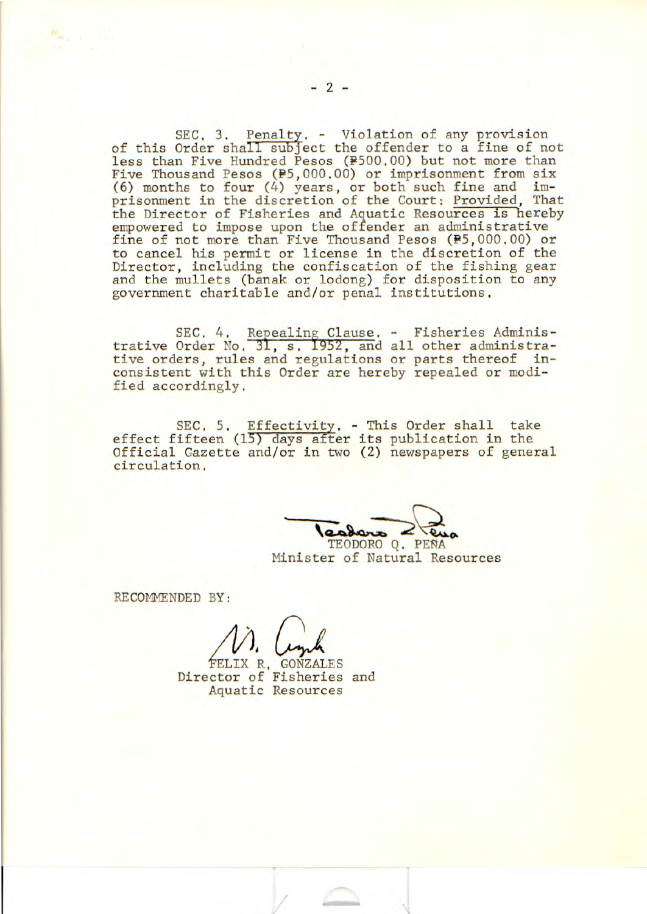SEC. 3. Penalty. - Violation of any provision of this Order shall subject the offender to a fine of not less than Five Hundred Pesos (₱500.00) but not more than Five Thousand Pesos (₱5,000.00) or imprisonment from six (6) months to four (4) years, or both such fine and imprisonment in the discretion of the Court: Provided, That the Director of Fisheries and Aquatic Resources is hereby empowered to impose upon the offender an administrative fine of not more than Five Thousand Pesos (₱5,000.00) or to cancel his permit or license in the discretion of the Director, including the confiscation of the fishing gear and the mullets (banak or lodong) for disposition to any government charitable and/or penal institutions.

SEC. 4. Repealing Clause. - Fisheries Administrative Order No. 31, s. 1952, and all other administrative orders, rules and regulations or parts thereof inconsistent with this Order are hereby repealed or modified accordingly.

SEC. 5. Effectivity. - This Order shall take effect fifteen (15) days after its publication in the Official Gazette and/or in two (2) newspapers of general circulation.

TEODORO Q. PEÑA
Minister of Natural Resources

RECOMMENDED BY:

FELIX R. GONZALES
Director of Fisheries and Aquatic Resources